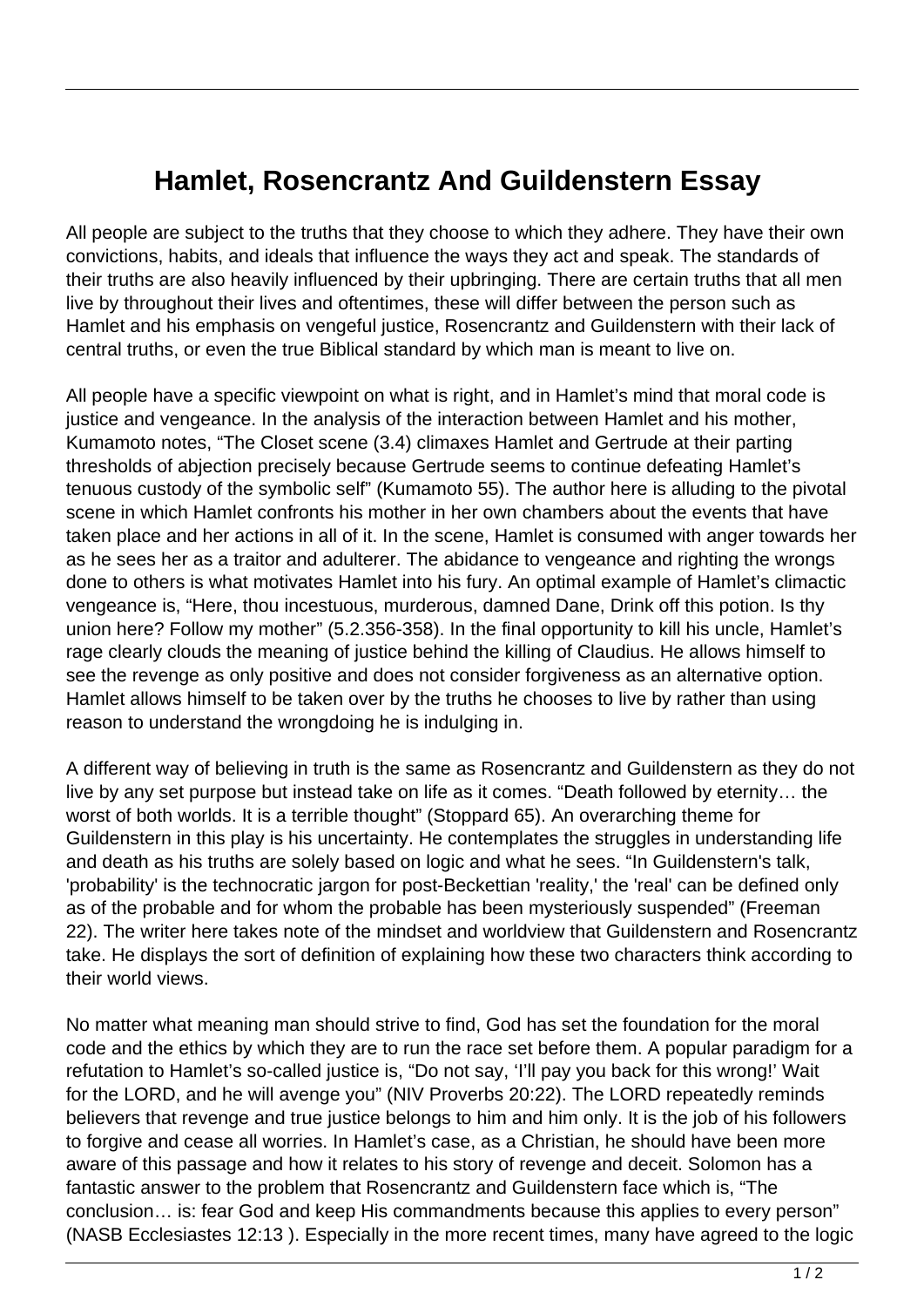# Hamlet, Rosencrantz And Guildenstern Essay

All people are subject to the truths that they choose to which they adhere. They have their own convictions, habits, and ideals that influence the ways they act and speak. The standards of their truths are also heavily influenced by their upbringing. There are certain truths that all men live by throughout their lives and oftentimes, these will differ between the person such as Hamlet and his emphasis on vengeful justice, Rosencrantz and Guildenstern with their lack of central truths, or even the true Biblical standard by which man is meant to live on.

All people have a specific viewpoint on what is right, and in Hamlet's mind that moral code is justice and vengeance. In the analysis of the interaction between Hamlet and his mother, Kumamoto notes, "The Closet scene (3.4) climaxes Hamlet and Gertrude at their parting thresholds of abjection precisely because Gertrude seems to continue defeating Hamlet's tenuous custody of the symbolic self" (Kumamoto 55). The author here is alluding to the pivotal scene in which Hamlet confronts his mother in her own chambers about the events that have taken place and her actions in all of it. In the scene, Hamlet is consumed with anger towards her as he sees her as a traitor and adulterer. The abidance to vengeance and righting the wrongs done to others is what motivates Hamlet into his fury. An optimal example of Hamlet's climactic vengeance is, "Here, thou incestuous, murderous, damned Dane, Drink off this potion. Is thy union here? Follow my mother" (5.2.356-358). In the final opportunity to kill his uncle, Hamlet's rage clearly clouds the meaning of justice behind the killing of Claudius. He allows himself to see the revenge as only positive and does not consider forgiveness as an alternative option. Hamlet allows himself to be taken over by the truths he chooses to live by rather than using reason to understand the wrongdoing he is indulging in.

A different way of believing in truth is the same as Rosencrantz and Guildenstern as they do not live by any set purpose but instead take on life as it comes. "Death followed by eternity… the worst of both worlds. It is a terrible thought" (Stoppard 65). An overarching theme for Guildenstern in this play is his uncertainty. He contemplates the struggles in understanding life and death as his truths are solely based on logic and what he sees. "In Guildenstern's talk, 'probability' is the technocratic jargon for post-Beckettian 'reality,' the 'real' can be defined only as of the probable and for whom the probable has been mysteriously suspended" (Freeman 22). The writer here takes note of the mindset and worldview that Guildenstern and Rosencrantz take. He displays the sort of definition of explaining how these two characters think according to their world views.

No matter what meaning man should strive to find, God has set the foundation for the moral code and the ethics by which they are to run the race set before them. A popular paradigm for a refutation to Hamlet's so-called justice is, "Do not say, 'I'll pay you back for this wrong!' Wait for the LORD, and he will avenge you" (NIV Proverbs 20:22). The LORD repeatedly reminds believers that revenge and true justice belongs to him and him only. It is the job of his followers to forgive and cease all worries. In Hamlet's case, as a Christian, he should have been more aware of this passage and how it relates to his story of revenge and deceit. Solomon has a fantastic answer to the problem that Rosencrantz and Guildenstern face which is, "The conclusion… is: fear God and keep His commandments because this applies to every person" (NASB Ecclesiastes 12:13 ). Especially in the more recent times, many have agreed to the logic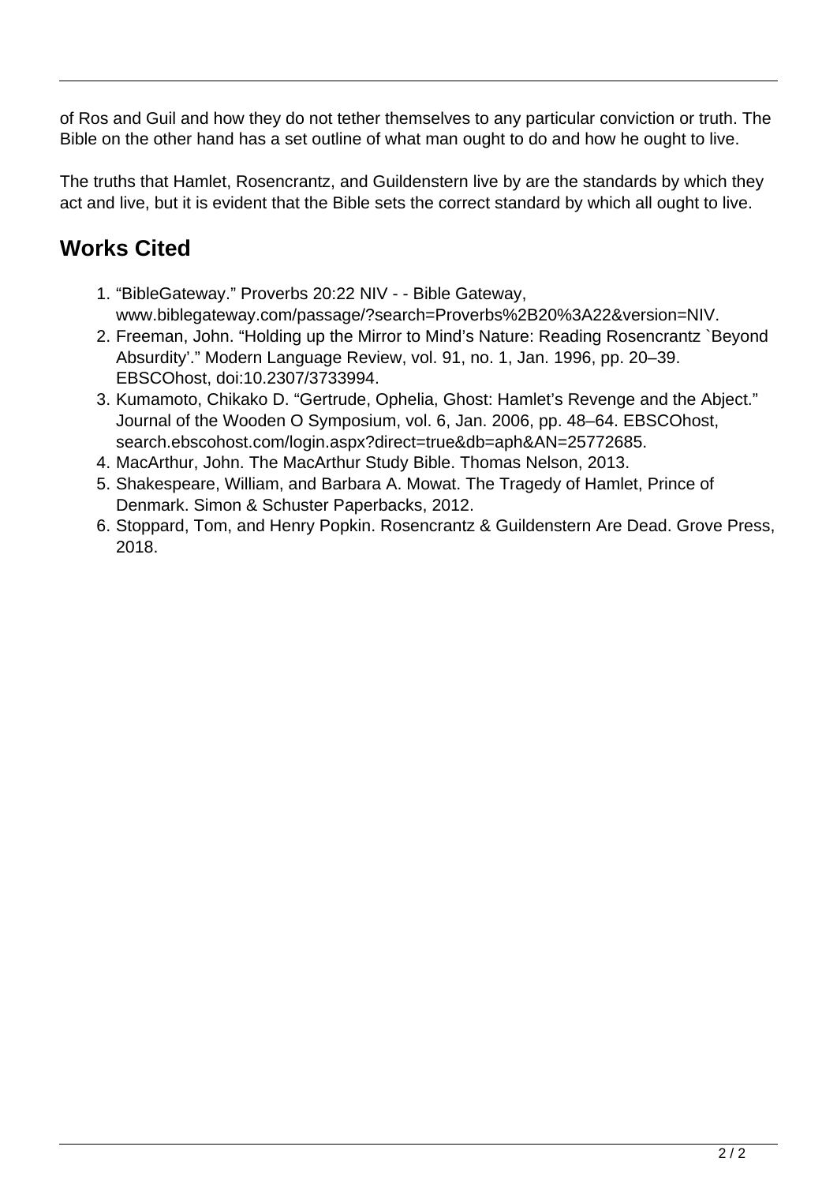of Ros and Guil and how they do not tether themselves to any particular conviction or truth. The Bible on the other hand has a set outline of what man ought to do and how he ought to live.

The truths that Hamlet, Rosencrantz, and Guildenstern live by are the standards by which they act and live, but it is evident that the Bible sets the correct standard by which all ought to live.

## Works Cited

1. “BibleGateway.” Proverbs 20:22 NIV - - Bible Gateway, www.biblegateway.com/passage/?search=Proverbs%2B20%3A22&version=NIV.
2. Freeman, John. “Holding up the Mirror to Mind’s Nature: Reading Rosencrantz `Beyond Absurdity’.” Modern Language Review, vol. 91, no. 1, Jan. 1996, pp. 20–39. EBSCOhost, doi:10.2307/3733994.
3. Kumamoto, Chikako D. “Gertrude, Ophelia, Ghost: Hamlet’s Revenge and the Abject.” Journal of the Wooden O Symposium, vol. 6, Jan. 2006, pp. 48–64. EBSCOhost, search.ebscohost.com/login.aspx?direct=true&db=aph&AN=25772685.
4. MacArthur, John. The MacArthur Study Bible. Thomas Nelson, 2013.
5. Shakespeare, William, and Barbara A. Mowat. The Tragedy of Hamlet, Prince of Denmark. Simon & Schuster Paperbacks, 2012.
6. Stoppard, Tom, and Henry Popkin. Rosencrantz & Guildenstern Are Dead. Grove Press, 2018.